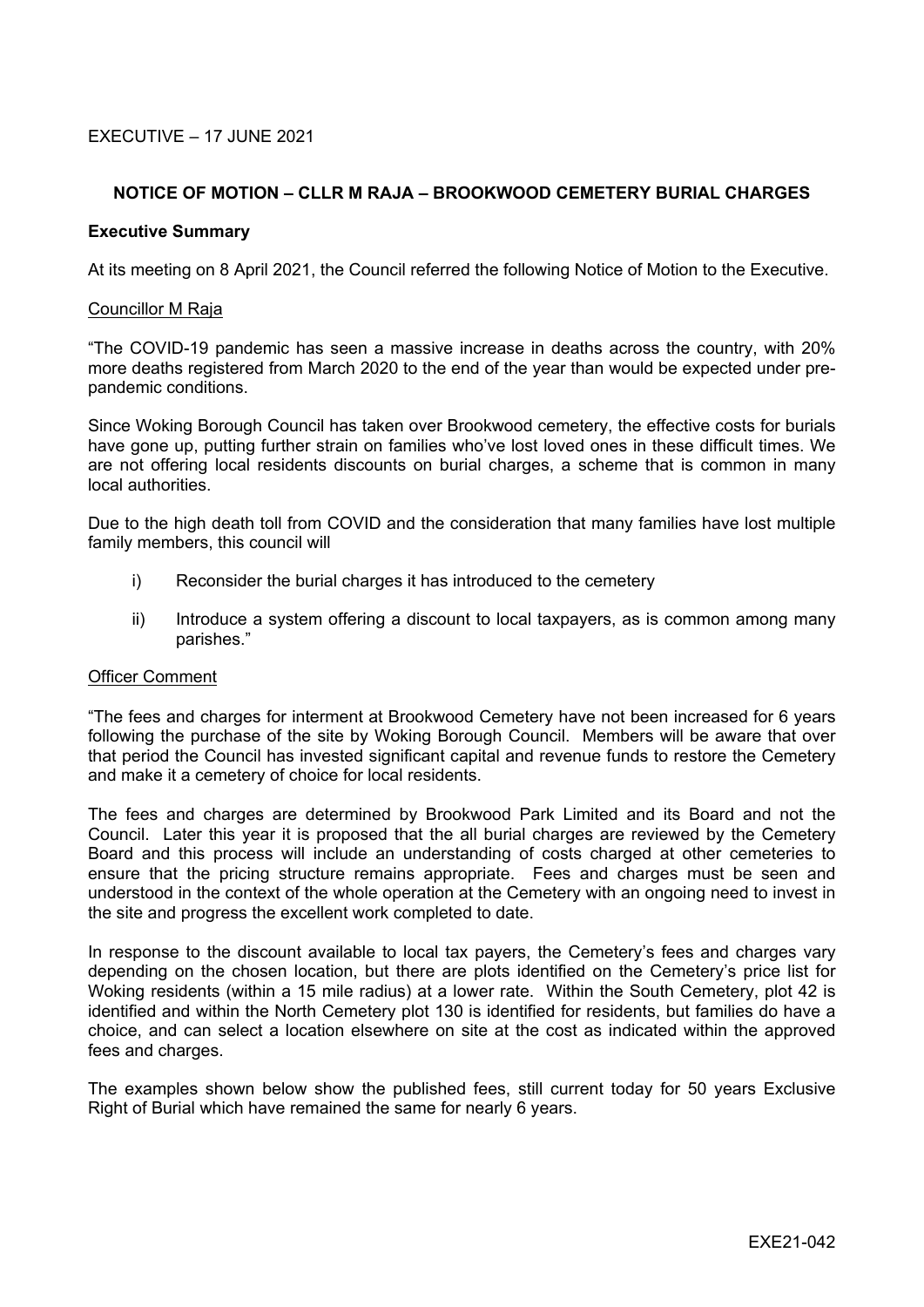EXECUTIVE – 17 JUNE 2021

## NOTICE OF MOTION – CLLR M RAJA – BROOKWOOD CEMETERY BURIAL CHARGES

### Executive Summary

At its meeting on 8 April 2021, the Council referred the following Notice of Motion to the Executive.

Councillor M Raja

"The COVID-19 pandemic has seen a massive increase in deaths across the country, with 20% more deaths registered from March 2020 to the end of the year than would be expected under pre-pandemic conditions.

Since Woking Borough Council has taken over Brookwood cemetery, the effective costs for burials have gone up, putting further strain on families who've lost loved ones in these difficult times. We are not offering local residents discounts on burial charges, a scheme that is common in many local authorities.

Due to the high death toll from COVID and the consideration that many families have lost multiple family members, this council will

i) Reconsider the burial charges it has introduced to the cemetery

ii) Introduce a system offering a discount to local taxpayers, as is common among many parishes."

Officer Comment

"The fees and charges for interment at Brookwood Cemetery have not been increased for 6 years following the purchase of the site by Woking Borough Council. Members will be aware that over that period the Council has invested significant capital and revenue funds to restore the Cemetery and make it a cemetery of choice for local residents.

The fees and charges are determined by Brookwood Park Limited and its Board and not the Council. Later this year it is proposed that the all burial charges are reviewed by the Cemetery Board and this process will include an understanding of costs charged at other cemeteries to ensure that the pricing structure remains appropriate. Fees and charges must be seen and understood in the context of the whole operation at the Cemetery with an ongoing need to invest in the site and progress the excellent work completed to date.

In response to the discount available to local tax payers, the Cemetery's fees and charges vary depending on the chosen location, but there are plots identified on the Cemetery's price list for Woking residents (within a 15 mile radius) at a lower rate. Within the South Cemetery, plot 42 is identified and within the North Cemetery plot 130 is identified for residents, but families do have a choice, and can select a location elsewhere on site at the cost as indicated within the approved fees and charges.

The examples shown below show the published fees, still current today for 50 years Exclusive Right of Burial which have remained the same for nearly 6 years.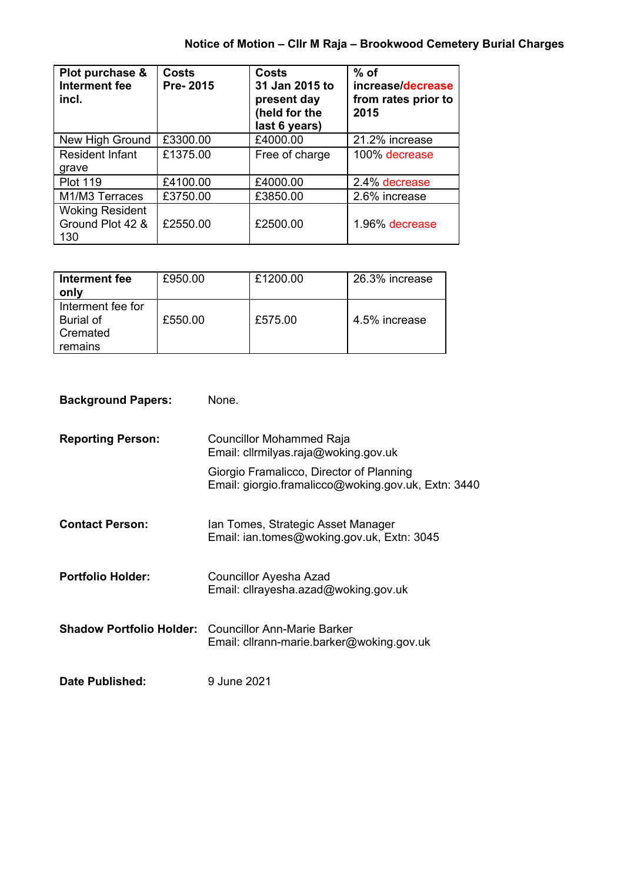**Notice of Motion – Cllr M Raja – Brookwood Cemetery Burial Charges**

| Plot purchase & Interment fee incl. | Costs Pre- 2015 | Costs 31 Jan 2015 to present day (held for the last 6 years) | % of increase/decrease from rates prior to 2015 |
|---|---|---|---|
| New High Ground | £3300.00 | £4000.00 | 21.2% increase |
| Resident Infant grave | £1375.00 | Free of charge | 100% decrease |
| Plot 119 | £4100.00 | £4000.00 | 2.4% decrease |
| M1/M3 Terraces | £3750.00 | £3850.00 | 2.6% increase |
| Woking Resident Ground Plot 42 & 130 | £2550.00 | £2500.00 | 1.96% decrease |

| **Interment fee only** | £950.00 | £1200.00 | 26.3% increase |
|---|---|---|---|
| Interment fee for Burial of Cremated remains | £550.00 | £575.00 | 4.5% increase |

**Background Papers:** None.

**Reporting Person:** Councillor Mohammed Raja
Email: cllrmilyas.raja@woking.gov.uk

Giorgio Framalicco, Director of Planning
Email: giorgio.framalicco@woking.gov.uk, Extn: 3440

**Contact Person:** Ian Tomes, Strategic Asset Manager
Email: ian.tomes@woking.gov.uk, Extn: 3045

**Portfolio Holder:** Councillor Ayesha Azad
Email: cllrayesha.azad@woking.gov.uk

**Shadow Portfolio Holder:** Councillor Ann-Marie Barker
Email: cllrann-marie.barker@woking.gov.uk

**Date Published:** 9 June 2021